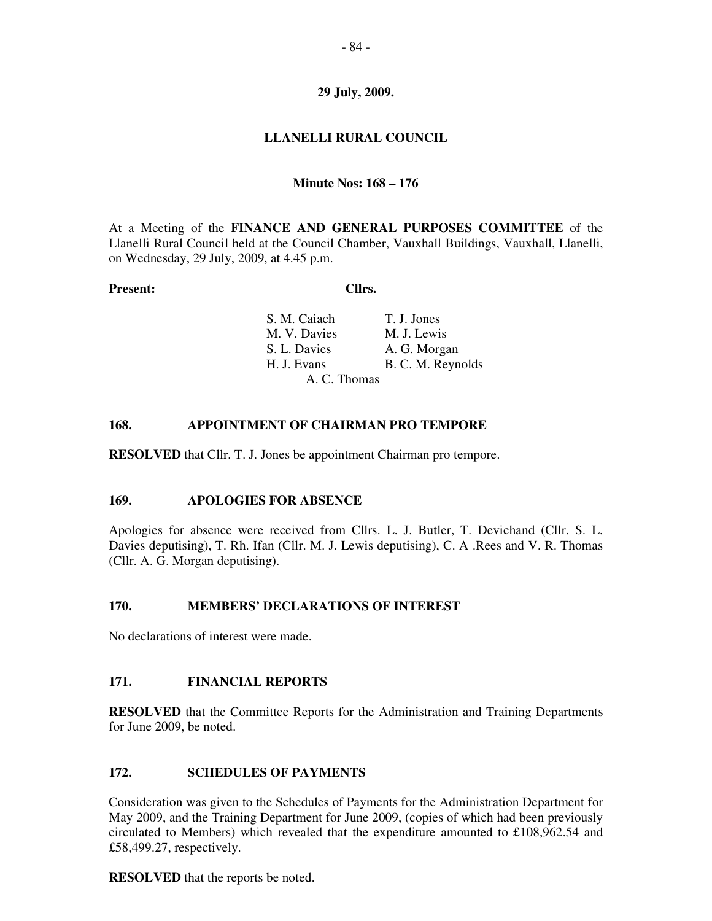**29 July, 2009.**

**LLANELLI RURAL COUNCIL**

**Minute Nos: 168 – 176**

At a Meeting of the **FINANCE AND GENERAL PURPOSES COMMITTEE** of the Llanelli Rural Council held at the Council Chamber, Vauxhall Buildings, Vauxhall, Llanelli, on Wednesday, 29 July, 2009, at 4.45 p.m.

**Present:** **Cllrs.**

S. M. Caiach
M. V. Davies
S. L. Davies
H. J. Evans
T. J. Jones
M. J. Lewis
A. G. Morgan
B. C. M. Reynolds
A. C. Thomas

### 168. APPOINTMENT OF CHAIRMAN PRO TEMPORE

**RESOLVED** that Cllr. T. J. Jones be appointment Chairman pro tempore.

### 169. APOLOGIES FOR ABSENCE

Apologies for absence were received from Cllrs. L. J. Butler, T. Devichand (Cllr. S. L. Davies deputising), T. Rh. Ifan (Cllr. M. J. Lewis deputising), C. A .Rees and V. R. Thomas (Cllr. A. G. Morgan deputising).

### 170. MEMBERS' DECLARATIONS OF INTEREST

No declarations of interest were made.

### 171. FINANCIAL REPORTS

**RESOLVED** that the Committee Reports for the Administration and Training Departments for June 2009, be noted.

### 172. SCHEDULES OF PAYMENTS

Consideration was given to the Schedules of Payments for the Administration Department for May 2009, and the Training Department for June 2009, (copies of which had been previously circulated to Members) which revealed that the expenditure amounted to £108,962.54 and £58,499.27, respectively.

**RESOLVED** that the reports be noted.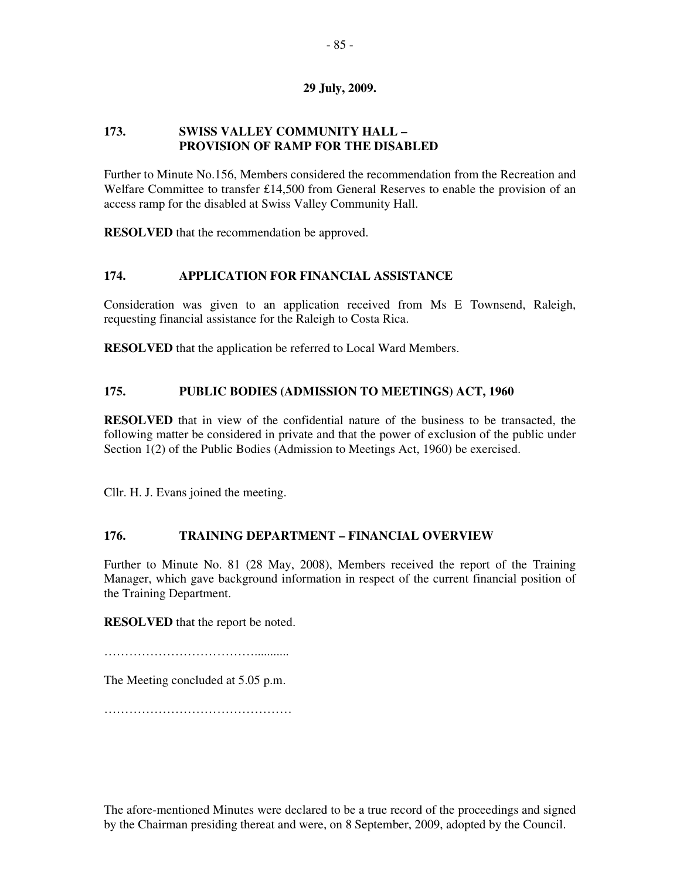**29 July, 2009.**

### 173. SWISS VALLEY COMMUNITY HALL – PROVISION OF RAMP FOR THE DISABLED

Further to Minute No.156, Members considered the recommendation from the Recreation and Welfare Committee to transfer £14,500 from General Reserves to enable the provision of an access ramp for the disabled at Swiss Valley Community Hall.

**RESOLVED** that the recommendation be approved.

### 174. APPLICATION FOR FINANCIAL ASSISTANCE

Consideration was given to an application received from Ms E Townsend, Raleigh, requesting financial assistance for the Raleigh to Costa Rica.

**RESOLVED** that the application be referred to Local Ward Members.

### 175. PUBLIC BODIES (ADMISSION TO MEETINGS) ACT, 1960

**RESOLVED** that in view of the confidential nature of the business to be transacted, the following matter be considered in private and that the power of exclusion of the public under Section 1(2) of the Public Bodies (Admission to Meetings Act, 1960) be exercised.

Cllr. H. J. Evans joined the meeting.

### 176. TRAINING DEPARTMENT – FINANCIAL OVERVIEW

Further to Minute No. 81 (28 May, 2008), Members received the report of the Training Manager, which gave background information in respect of the current financial position of the Training Department.

**RESOLVED** that the report be noted.

………………………………..........

The Meeting concluded at 5.05 p.m.

………………………………………

The afore-mentioned Minutes were declared to be a true record of the proceedings and signed by the Chairman presiding thereat and were, on 8 September, 2009, adopted by the Council.